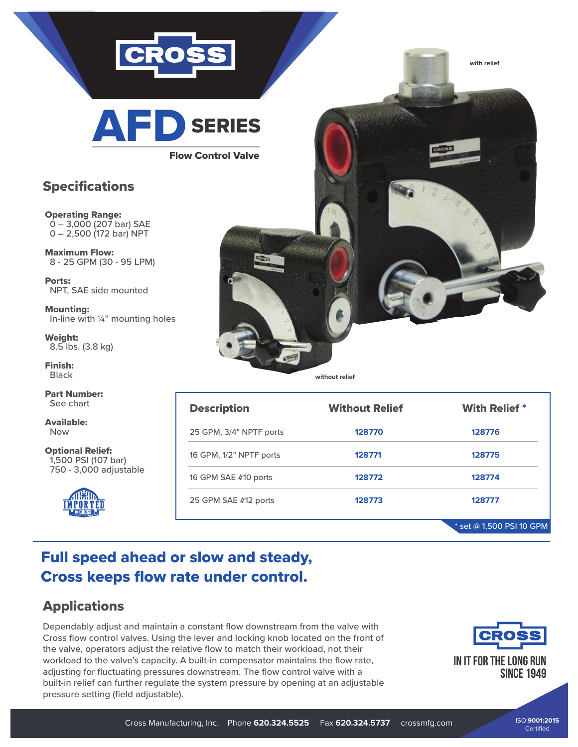# CROSS

# AFD SERIES

**Flow Control Valve**

with relief

without relief

## Specifications

**Operating Range:**
0 – 3,000 (207 bar) SAE
0 – 2,500 (172 bar) NPT

**Maximum Flow:**
8 - 25 GPM (30 - 95 LPM)

**Ports:**
NPT, SAE side mounted

**Mounting:**
In-line with ¼" mounting holes

**Weight:**
8.5 lbs. (3.8 kg)

**Finish:**
Black

**Part Number:**
See chart

**Available:**
Now

**Optional Relief:**
1,500 PSI (107 bar)
750 - 3,000 adjustable

IMPORTED BY CROSS

| Description | Without Relief | With Relief * |
|---|---|---|
| 25 GPM, 3/4" NPTF ports | 128770 | 128776 |
| 16 GPM, 1/2" NPTF ports | 128771 | 128775 |
| 16 GPM SAE #10 ports | 128772 | 128774 |
| 25 GPM SAE #12 ports | 128773 | 128777 |

* set @ 1,500 PSI 10 GPM

## Full speed ahead or slow and steady, Cross keeps flow rate under control.

## Applications

Dependably adjust and maintain a constant flow downstream from the valve with Cross flow control valves. Using the lever and locking knob located on the front of the valve, operators adjust the relative flow to match their workload, not their workload to the valve's capacity. A built-in compensator maintains the flow rate, adjusting for fluctuating pressures downstream. The flow control valve with a built-in relief can further regulate the system pressure by opening at an adjustable pressure setting (field adjustable).

CROSS
IN IT FOR THE LONG RUN
SINCE 1949

Cross Manufacturing, Inc. Phone **620.324.5525** Fax **620.324.5737** crossmfg.com

ISO:**9001:2015** Certified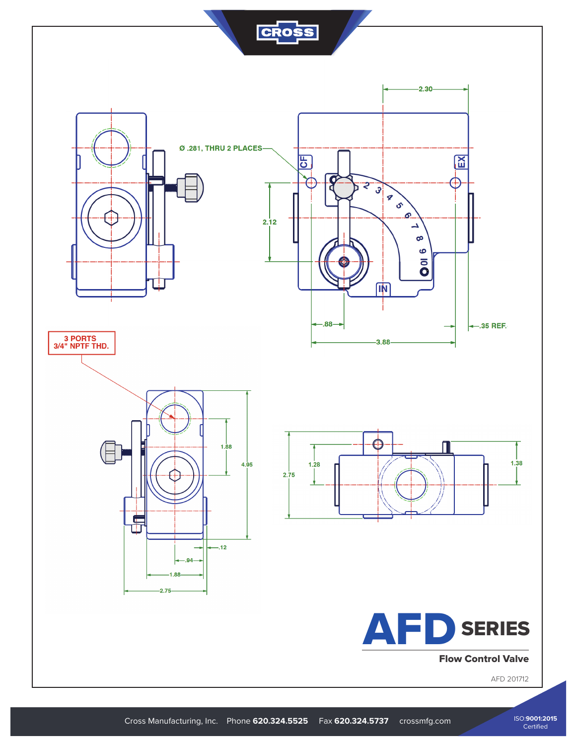CROSS

Ø .281, THRU 2 PLACES

2.30

CF

EX

2.12

IN

.88

.35 REF.

3.88

3 PORTS
3/4" NPTF THD.

1.88

4.95

.12

.94

1.88

2.75

1.28

2.75

1.38

# AFD SERIES

**Flow Control Valve**

AFD 201712

Cross Manufacturing, Inc. Phone **620.324.5525** Fax **620.324.5737** crossmfg.com

ISO:**9001:2015** Certified